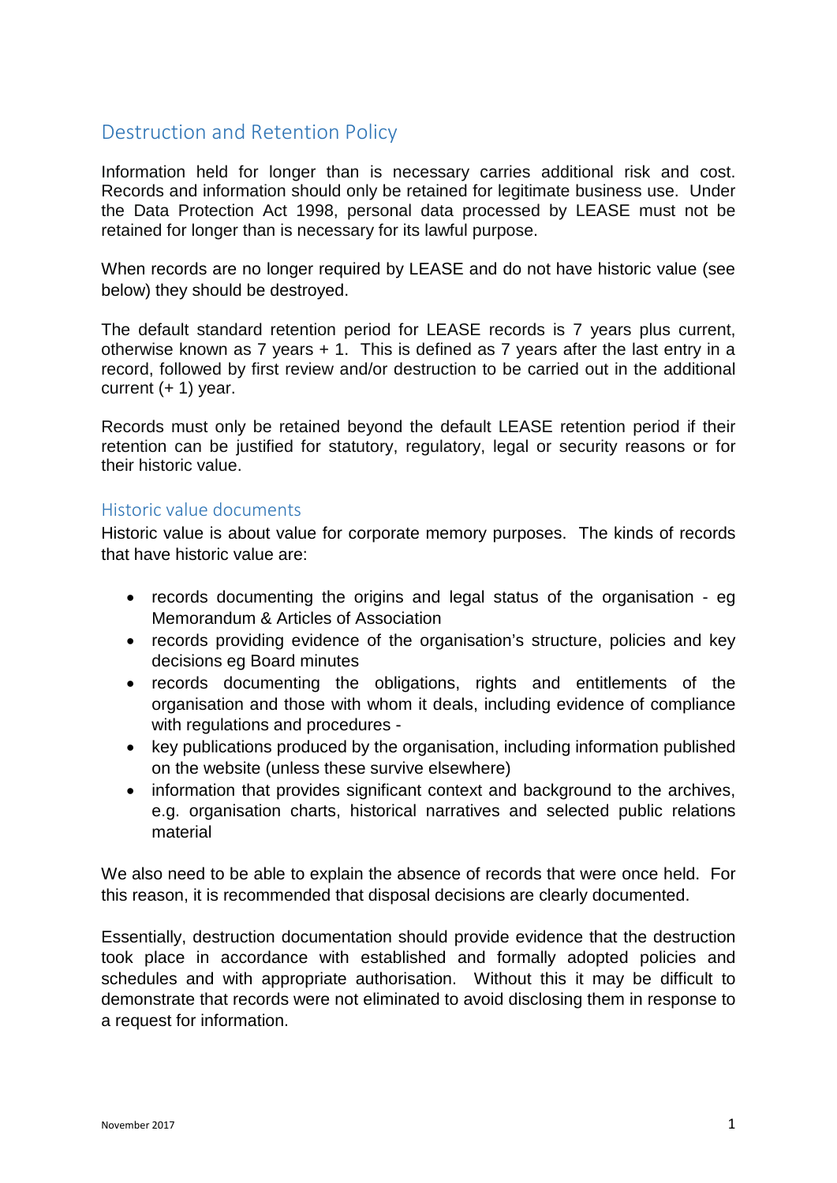# Destruction and Retention Policy

Information held for longer than is necessary carries additional risk and cost. Records and information should only be retained for legitimate business use. Under the Data Protection Act 1998, personal data processed by LEASE must not be retained for longer than is necessary for its lawful purpose.

When records are no longer required by LEASE and do not have historic value (see below) they should be destroyed.

The default standard retention period for LEASE records is 7 years plus current, otherwise known as 7 years + 1. This is defined as 7 years after the last entry in a record, followed by first review and/or destruction to be carried out in the additional current (+ 1) year.

Records must only be retained beyond the default LEASE retention period if their retention can be justified for statutory, regulatory, legal or security reasons or for their historic value.

## Historic value documents

Historic value is about value for corporate memory purposes. The kinds of records that have historic value are:

- records documenting the origins and legal status of the organisation - eg Memorandum & Articles of Association
- records providing evidence of the organisation's structure, policies and key decisions eg Board minutes
- records documenting the obligations, rights and entitlements of the organisation and those with whom it deals, including evidence of compliance with regulations and procedures -
- key publications produced by the organisation, including information published on the website (unless these survive elsewhere)
- information that provides significant context and background to the archives, e.g. organisation charts, historical narratives and selected public relations material

We also need to be able to explain the absence of records that were once held. For this reason, it is recommended that disposal decisions are clearly documented.

Essentially, destruction documentation should provide evidence that the destruction took place in accordance with established and formally adopted policies and schedules and with appropriate authorisation. Without this it may be difficult to demonstrate that records were not eliminated to avoid disclosing them in response to a request for information.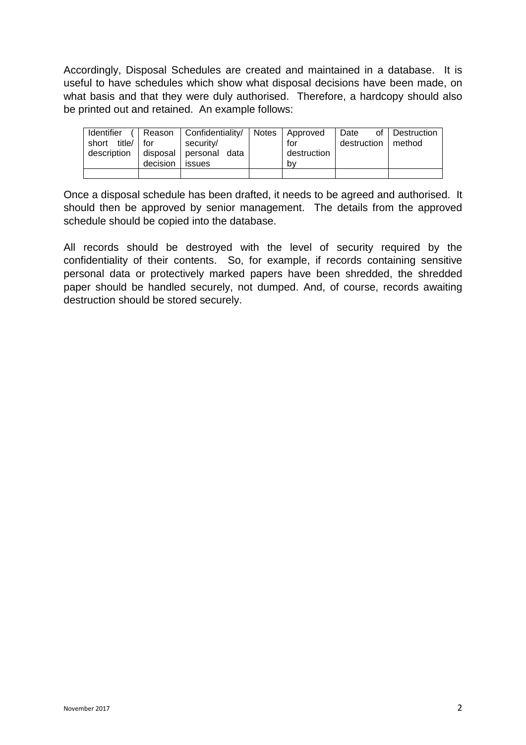Accordingly, Disposal Schedules are created and maintained in a database. It is useful to have schedules which show what disposal decisions have been made, on what basis and that they were duly authorised. Therefore, a hardcopy should also be printed out and retained. An example follows:

| Identifier ( short title/ description | Reason for disposal decision | Confidentiality/ security/ personal data issues | Notes | Approved for destruction by | Date of destruction | Destruction method |
|---|---|---|---|---|---|---|
| | | | | | | |

Once a disposal schedule has been drafted, it needs to be agreed and authorised. It should then be approved by senior management. The details from the approved schedule should be copied into the database.

All records should be destroyed with the level of security required by the confidentiality of their contents. So, for example, if records containing sensitive personal data or protectively marked papers have been shredded, the shredded paper should be handled securely, not dumped. And, of course, records awaiting destruction should be stored securely.